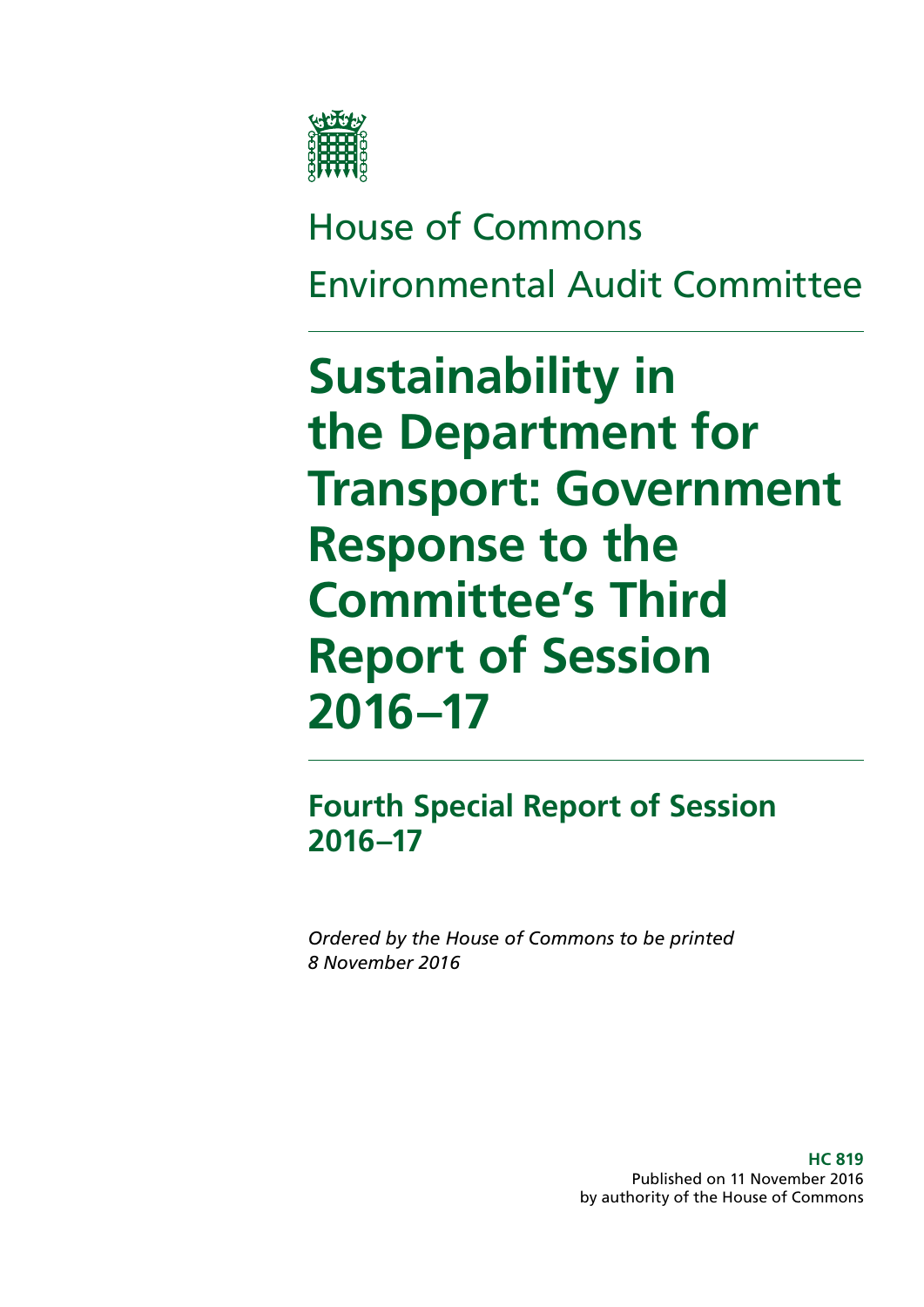House of Commons

Environmental Audit Committee

# Sustainability in the Department for Transport: Government Response to the Committee's Third Report of Session 2016–17

## Fourth Special Report of Session 2016–17

*Ordered by the House of Commons to be printed 8 November 2016*

**HC 819**
Published on 11 November 2016
by authority of the House of Commons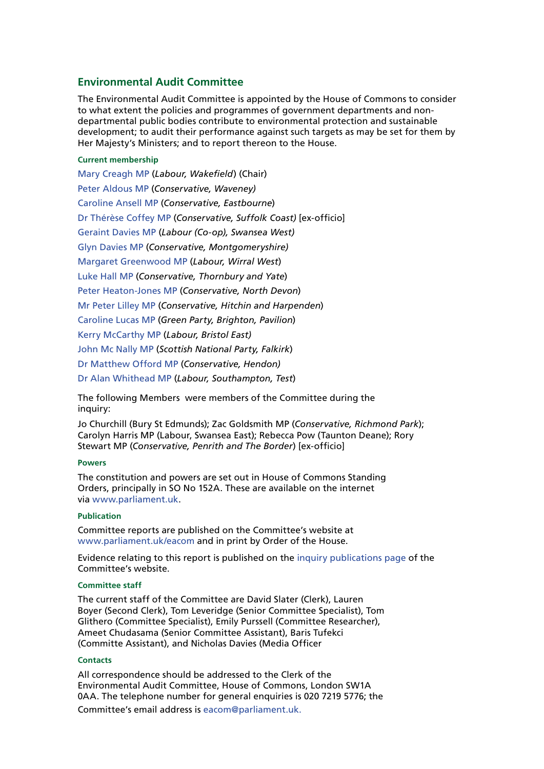## Environmental Audit Committee

The Environmental Audit Committee is appointed by the House of Commons to consider to what extent the policies and programmes of government departments and non-departmental public bodies contribute to environmental protection and sustainable development; to audit their performance against such targets as may be set for them by Her Majesty's Ministers; and to report thereon to the House.

### Current membership

Mary Creagh MP (*Labour, Wakefield*) (Chair)

Peter Aldous MP (*Conservative, Waveney)*

Caroline Ansell MP (*Conservative, Eastbourne*)

Dr Thérèse Coffey MP (*Conservative, Suffolk Coast)* [ex-officio]

Geraint Davies MP (*Labour (Co-op), Swansea West)*

Glyn Davies MP (*Conservative, Montgomeryshire)*

Margaret Greenwood MP (*Labour, Wirral West*)

Luke Hall MP (*Conservative, Thornbury and Yate*)

Peter Heaton-Jones MP (*Conservative, North Devon*)

Mr Peter Lilley MP (*Conservative, Hitchin and Harpenden*)

Caroline Lucas MP (*Green Party, Brighton, Pavilion*)

Kerry McCarthy MP (*Labour, Bristol East)*

John Mc Nally MP (*Scottish National Party, Falkirk*)

Dr Matthew Offord MP (*Conservative, Hendon)*

Dr Alan Whithead MP (*Labour, Southampton, Test*)

The following Members were members of the Committee during the inquiry:

Jo Churchill (Bury St Edmunds); Zac Goldsmith MP (*Conservative, Richmond Park*); Carolyn Harris MP (Labour, Swansea East); Rebecca Pow (Taunton Deane); Rory Stewart MP (*Conservative, Penrith and The Border*) [ex-officio]

### Powers

The constitution and powers are set out in House of Commons Standing Orders, principally in SO No 152A. These are available on the internet via www.parliament.uk.

### Publication

Committee reports are published on the Committee's website at www.parliament.uk/eacom and in print by Order of the House.

Evidence relating to this report is published on the inquiry publications page of the Committee's website.

### Committee staff

The current staff of the Committee are David Slater (Clerk), Lauren Boyer (Second Clerk), Tom Leveridge (Senior Committee Specialist), Tom Glithero (Committee Specialist), Emily Purssell (Committee Researcher), Ameet Chudasama (Senior Committee Assistant), Baris Tufekci (Committe Assistant), and Nicholas Davies (Media Officer

### Contacts

All correspondence should be addressed to the Clerk of the Environmental Audit Committee, House of Commons, London SW1A 0AA. The telephone number for general enquiries is 020 7219 5776; the Committee's email address is eacom@parliament.uk.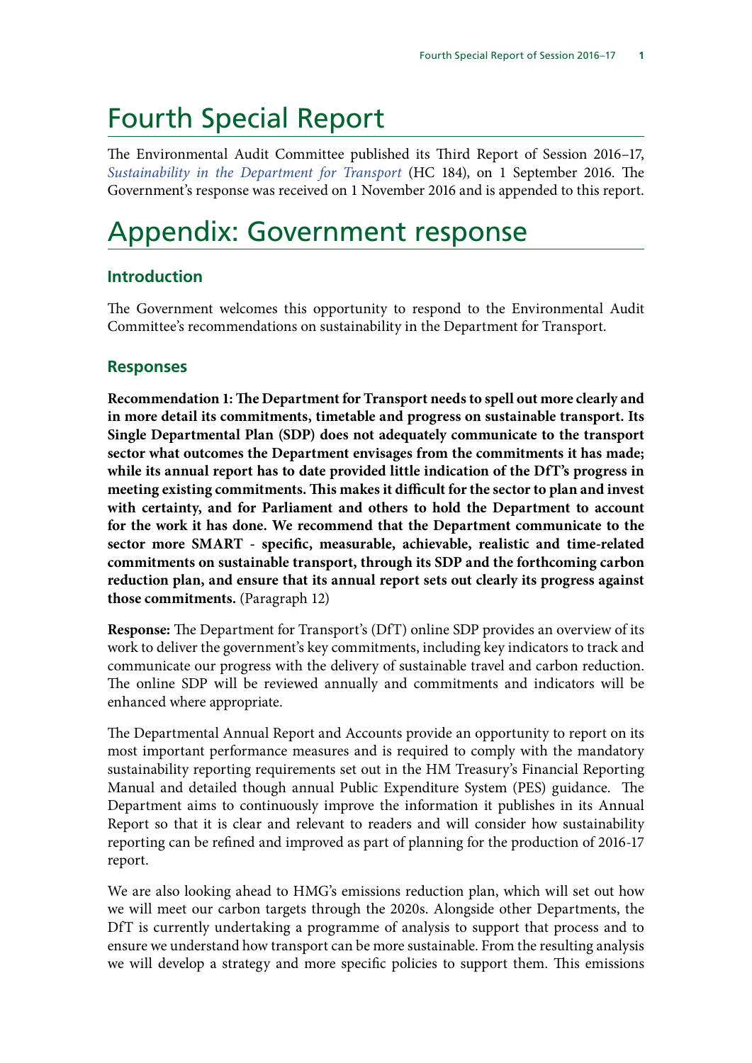# Fourth Special Report

The Environmental Audit Committee published its Third Report of Session 2016–17, *Sustainability in the Department for Transport* (HC 184), on 1 September 2016. The Government's response was received on 1 November 2016 and is appended to this report.

# Appendix: Government response

## Introduction

The Government welcomes this opportunity to respond to the Environmental Audit Committee's recommendations on sustainability in the Department for Transport.

## Responses

**Recommendation 1: The Department for Transport needs to spell out more clearly and in more detail its commitments, timetable and progress on sustainable transport. Its Single Departmental Plan (SDP) does not adequately communicate to the transport sector what outcomes the Department envisages from the commitments it has made; while its annual report has to date provided little indication of the DfT's progress in meeting existing commitments. This makes it difficult for the sector to plan and invest with certainty, and for Parliament and others to hold the Department to account for the work it has done. We recommend that the Department communicate to the sector more SMART - specific, measurable, achievable, realistic and time-related commitments on sustainable transport, through its SDP and the forthcoming carbon reduction plan, and ensure that its annual report sets out clearly its progress against those commitments.** (Paragraph 12)

**Response:** The Department for Transport's (DfT) online SDP provides an overview of its work to deliver the government's key commitments, including key indicators to track and communicate our progress with the delivery of sustainable travel and carbon reduction. The online SDP will be reviewed annually and commitments and indicators will be enhanced where appropriate.

The Departmental Annual Report and Accounts provide an opportunity to report on its most important performance measures and is required to comply with the mandatory sustainability reporting requirements set out in the HM Treasury's Financial Reporting Manual and detailed though annual Public Expenditure System (PES) guidance. The Department aims to continuously improve the information it publishes in its Annual Report so that it is clear and relevant to readers and will consider how sustainability reporting can be refined and improved as part of planning for the production of 2016-17 report.

We are also looking ahead to HMG's emissions reduction plan, which will set out how we will meet our carbon targets through the 2020s. Alongside other Departments, the DfT is currently undertaking a programme of analysis to support that process and to ensure we understand how transport can be more sustainable. From the resulting analysis we will develop a strategy and more specific policies to support them. This emissions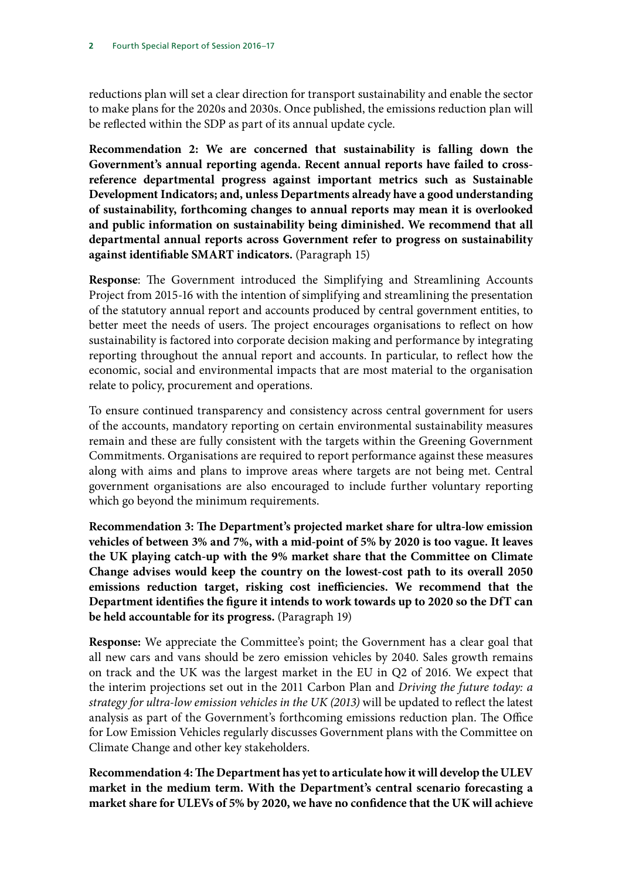reductions plan will set a clear direction for transport sustainability and enable the sector to make plans for the 2020s and 2030s. Once published, the emissions reduction plan will be reflected within the SDP as part of its annual update cycle.

**Recommendation 2: We are concerned that sustainability is falling down the Government's annual reporting agenda. Recent annual reports have failed to cross-reference departmental progress against important metrics such as Sustainable Development Indicators; and, unless Departments already have a good understanding of sustainability, forthcoming changes to annual reports may mean it is overlooked and public information on sustainability being diminished. We recommend that all departmental annual reports across Government refer to progress on sustainability against identifiable SMART indicators.** (Paragraph 15)

**Response**: The Government introduced the Simplifying and Streamlining Accounts Project from 2015-16 with the intention of simplifying and streamlining the presentation of the statutory annual report and accounts produced by central government entities, to better meet the needs of users. The project encourages organisations to reflect on how sustainability is factored into corporate decision making and performance by integrating reporting throughout the annual report and accounts. In particular, to reflect how the economic, social and environmental impacts that are most material to the organisation relate to policy, procurement and operations.

To ensure continued transparency and consistency across central government for users of the accounts, mandatory reporting on certain environmental sustainability measures remain and these are fully consistent with the targets within the Greening Government Commitments. Organisations are required to report performance against these measures along with aims and plans to improve areas where targets are not being met. Central government organisations are also encouraged to include further voluntary reporting which go beyond the minimum requirements.

**Recommendation 3: The Department's projected market share for ultra-low emission vehicles of between 3% and 7%, with a mid-point of 5% by 2020 is too vague. It leaves the UK playing catch-up with the 9% market share that the Committee on Climate Change advises would keep the country on the lowest-cost path to its overall 2050 emissions reduction target, risking cost inefficiencies. We recommend that the Department identifies the figure it intends to work towards up to 2020 so the DfT can be held accountable for its progress.** (Paragraph 19)

**Response:** We appreciate the Committee's point; the Government has a clear goal that all new cars and vans should be zero emission vehicles by 2040. Sales growth remains on track and the UK was the largest market in the EU in Q2 of 2016. We expect that the interim projections set out in the 2011 Carbon Plan and *Driving the future today: a strategy for ultra-low emission vehicles in the UK (2013)* will be updated to reflect the latest analysis as part of the Government's forthcoming emissions reduction plan. The Office for Low Emission Vehicles regularly discusses Government plans with the Committee on Climate Change and other key stakeholders.

**Recommendation 4: The Department has yet to articulate how it will develop the ULEV market in the medium term. With the Department's central scenario forecasting a market share for ULEVs of 5% by 2020, we have no confidence that the UK will achieve**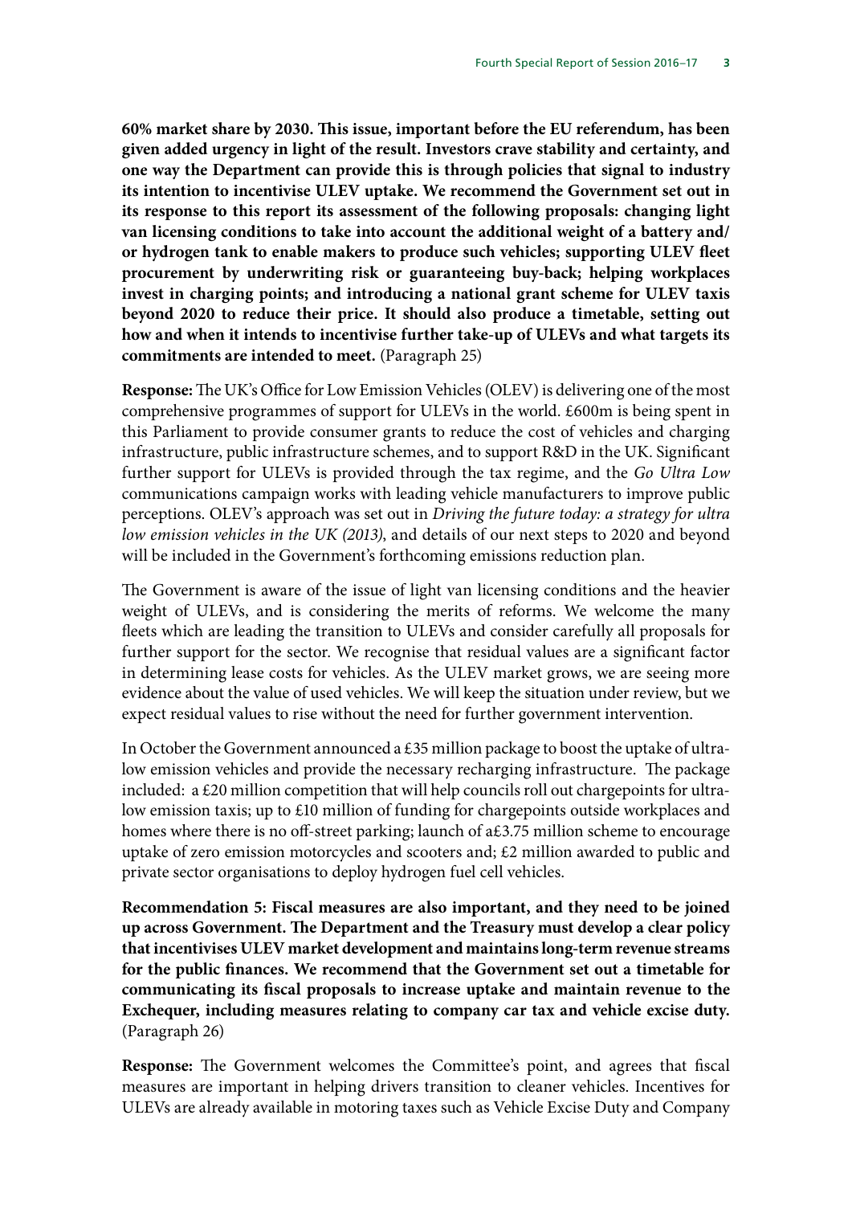**60% market share by 2030. This issue, important before the EU referendum, has been given added urgency in light of the result. Investors crave stability and certainty, and one way the Department can provide this is through policies that signal to industry its intention to incentivise ULEV uptake. We recommend the Government set out in its response to this report its assessment of the following proposals: changing light van licensing conditions to take into account the additional weight of a battery and/or hydrogen tank to enable makers to produce such vehicles; supporting ULEV fleet procurement by underwriting risk or guaranteeing buy-back; helping workplaces invest in charging points; and introducing a national grant scheme for ULEV taxis beyond 2020 to reduce their price. It should also produce a timetable, setting out how and when it intends to incentivise further take-up of ULEVs and what targets its commitments are intended to meet.** (Paragraph 25)

**Response:** The UK's Office for Low Emission Vehicles (OLEV) is delivering one of the most comprehensive programmes of support for ULEVs in the world. £600m is being spent in this Parliament to provide consumer grants to reduce the cost of vehicles and charging infrastructure, public infrastructure schemes, and to support R&D in the UK. Significant further support for ULEVs is provided through the tax regime, and the *Go Ultra Low* communications campaign works with leading vehicle manufacturers to improve public perceptions. OLEV's approach was set out in *Driving the future today: a strategy for ultra low emission vehicles in the UK (2013)*, and details of our next steps to 2020 and beyond will be included in the Government's forthcoming emissions reduction plan.

The Government is aware of the issue of light van licensing conditions and the heavier weight of ULEVs, and is considering the merits of reforms. We welcome the many fleets which are leading the transition to ULEVs and consider carefully all proposals for further support for the sector. We recognise that residual values are a significant factor in determining lease costs for vehicles. As the ULEV market grows, we are seeing more evidence about the value of used vehicles. We will keep the situation under review, but we expect residual values to rise without the need for further government intervention.

In October the Government announced a £35 million package to boost the uptake of ultra-low emission vehicles and provide the necessary recharging infrastructure. The package included: a £20 million competition that will help councils roll out chargepoints for ultra-low emission taxis; up to £10 million of funding for chargepoints outside workplaces and homes where there is no off-street parking; launch of a£3.75 million scheme to encourage uptake of zero emission motorcycles and scooters and; £2 million awarded to public and private sector organisations to deploy hydrogen fuel cell vehicles.

**Recommendation 5: Fiscal measures are also important, and they need to be joined up across Government. The Department and the Treasury must develop a clear policy that incentivises ULEV market development and maintains long-term revenue streams for the public finances. We recommend that the Government set out a timetable for communicating its fiscal proposals to increase uptake and maintain revenue to the Exchequer, including measures relating to company car tax and vehicle excise duty.** (Paragraph 26)

**Response:** The Government welcomes the Committee's point, and agrees that fiscal measures are important in helping drivers transition to cleaner vehicles. Incentives for ULEVs are already available in motoring taxes such as Vehicle Excise Duty and Company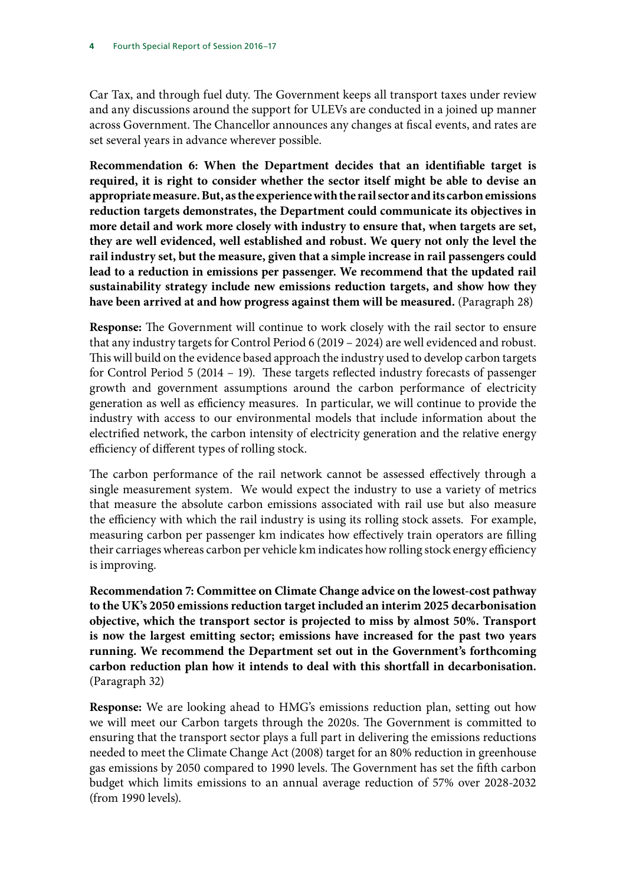Car Tax, and through fuel duty. The Government keeps all transport taxes under review and any discussions around the support for ULEVs are conducted in a joined up manner across Government. The Chancellor announces any changes at fiscal events, and rates are set several years in advance wherever possible.

**Recommendation 6: When the Department decides that an identifiable target is required, it is right to consider whether the sector itself might be able to devise an appropriate measure. But, as the experience with the rail sector and its carbon emissions reduction targets demonstrates, the Department could communicate its objectives in more detail and work more closely with industry to ensure that, when targets are set, they are well evidenced, well established and robust. We query not only the level the rail industry set, but the measure, given that a simple increase in rail passengers could lead to a reduction in emissions per passenger. We recommend that the updated rail sustainability strategy include new emissions reduction targets, and show how they have been arrived at and how progress against them will be measured.** (Paragraph 28)

**Response:** The Government will continue to work closely with the rail sector to ensure that any industry targets for Control Period 6 (2019 – 2024) are well evidenced and robust. This will build on the evidence based approach the industry used to develop carbon targets for Control Period 5 (2014 – 19). These targets reflected industry forecasts of passenger growth and government assumptions around the carbon performance of electricity generation as well as efficiency measures. In particular, we will continue to provide the industry with access to our environmental models that include information about the electrified network, the carbon intensity of electricity generation and the relative energy efficiency of different types of rolling stock.

The carbon performance of the rail network cannot be assessed effectively through a single measurement system. We would expect the industry to use a variety of metrics that measure the absolute carbon emissions associated with rail use but also measure the efficiency with which the rail industry is using its rolling stock assets. For example, measuring carbon per passenger km indicates how effectively train operators are filling their carriages whereas carbon per vehicle km indicates how rolling stock energy efficiency is improving.

**Recommendation 7: Committee on Climate Change advice on the lowest-cost pathway to the UK's 2050 emissions reduction target included an interim 2025 decarbonisation objective, which the transport sector is projected to miss by almost 50%. Transport is now the largest emitting sector; emissions have increased for the past two years running. We recommend the Department set out in the Government's forthcoming carbon reduction plan how it intends to deal with this shortfall in decarbonisation.** (Paragraph 32)

**Response:** We are looking ahead to HMG's emissions reduction plan, setting out how we will meet our Carbon targets through the 2020s. The Government is committed to ensuring that the transport sector plays a full part in delivering the emissions reductions needed to meet the Climate Change Act (2008) target for an 80% reduction in greenhouse gas emissions by 2050 compared to 1990 levels. The Government has set the fifth carbon budget which limits emissions to an annual average reduction of 57% over 2028-2032 (from 1990 levels).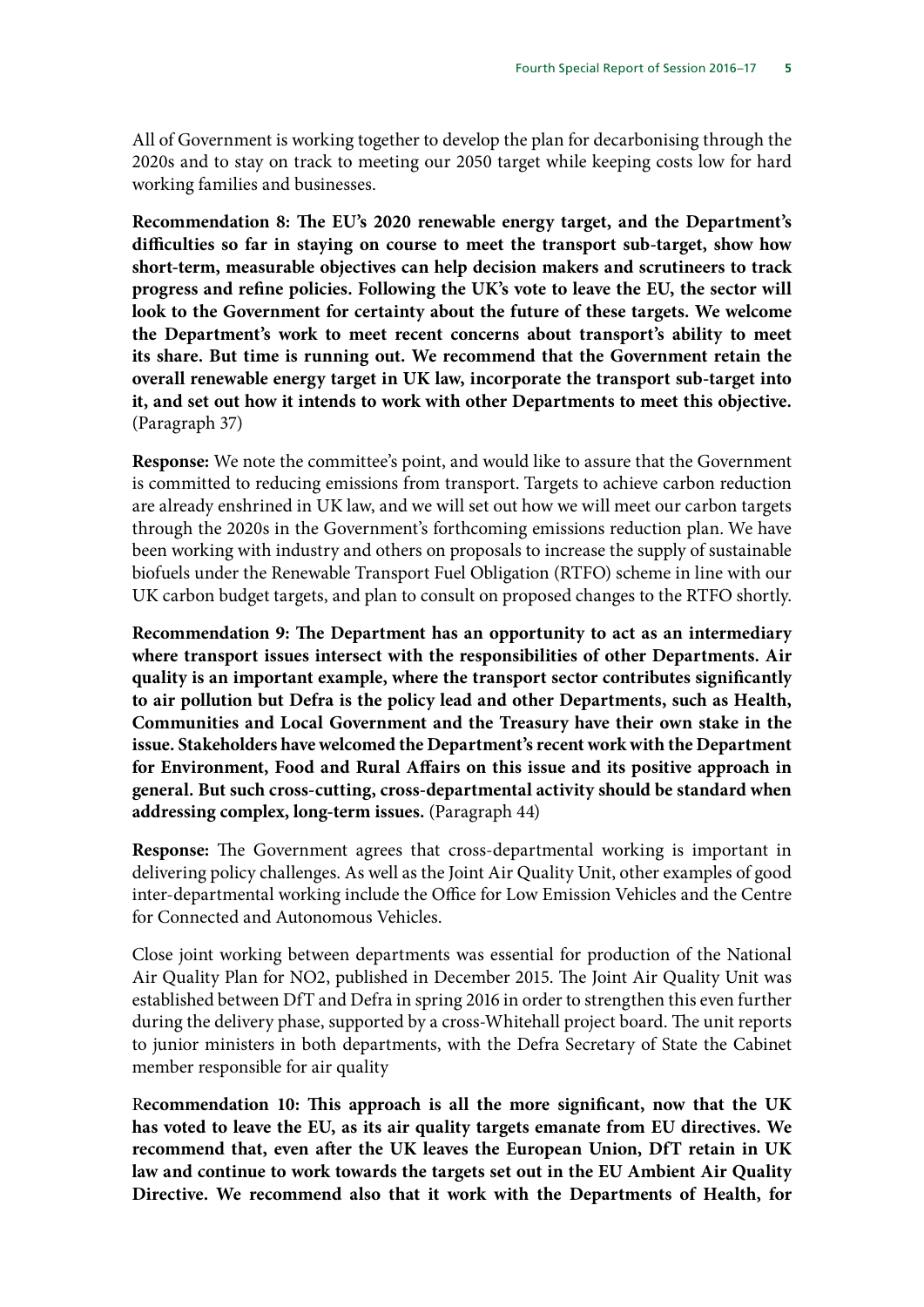All of Government is working together to develop the plan for decarbonising through the 2020s and to stay on track to meeting our 2050 target while keeping costs low for hard working families and businesses.

**Recommendation 8: The EU's 2020 renewable energy target, and the Department's difficulties so far in staying on course to meet the transport sub-target, show how short-term, measurable objectives can help decision makers and scrutineers to track progress and refine policies. Following the UK's vote to leave the EU, the sector will look to the Government for certainty about the future of these targets. We welcome the Department's work to meet recent concerns about transport's ability to meet its share. But time is running out. We recommend that the Government retain the overall renewable energy target in UK law, incorporate the transport sub-target into it, and set out how it intends to work with other Departments to meet this objective.** (Paragraph 37)

**Response:** We note the committee's point, and would like to assure that the Government is committed to reducing emissions from transport. Targets to achieve carbon reduction are already enshrined in UK law, and we will set out how we will meet our carbon targets through the 2020s in the Government's forthcoming emissions reduction plan. We have been working with industry and others on proposals to increase the supply of sustainable biofuels under the Renewable Transport Fuel Obligation (RTFO) scheme in line with our UK carbon budget targets, and plan to consult on proposed changes to the RTFO shortly.

**Recommendation 9: The Department has an opportunity to act as an intermediary where transport issues intersect with the responsibilities of other Departments. Air quality is an important example, where the transport sector contributes significantly to air pollution but Defra is the policy lead and other Departments, such as Health, Communities and Local Government and the Treasury have their own stake in the issue. Stakeholders have welcomed the Department's recent work with the Department for Environment, Food and Rural Affairs on this issue and its positive approach in general. But such cross-cutting, cross-departmental activity should be standard when addressing complex, long-term issues.** (Paragraph 44)

**Response:** The Government agrees that cross-departmental working is important in delivering policy challenges. As well as the Joint Air Quality Unit, other examples of good inter-departmental working include the Office for Low Emission Vehicles and the Centre for Connected and Autonomous Vehicles.

Close joint working between departments was essential for production of the National Air Quality Plan for NO2, published in December 2015. The Joint Air Quality Unit was established between DfT and Defra in spring 2016 in order to strengthen this even further during the delivery phase, supported by a cross-Whitehall project board. The unit reports to junior ministers in both departments, with the Defra Secretary of State the Cabinet member responsible for air quality

R**ecommendation 10: This approach is all the more significant, now that the UK has voted to leave the EU, as its air quality targets emanate from EU directives. We recommend that, even after the UK leaves the European Union, DfT retain in UK law and continue to work towards the targets set out in the EU Ambient Air Quality Directive. We recommend also that it work with the Departments of Health, for**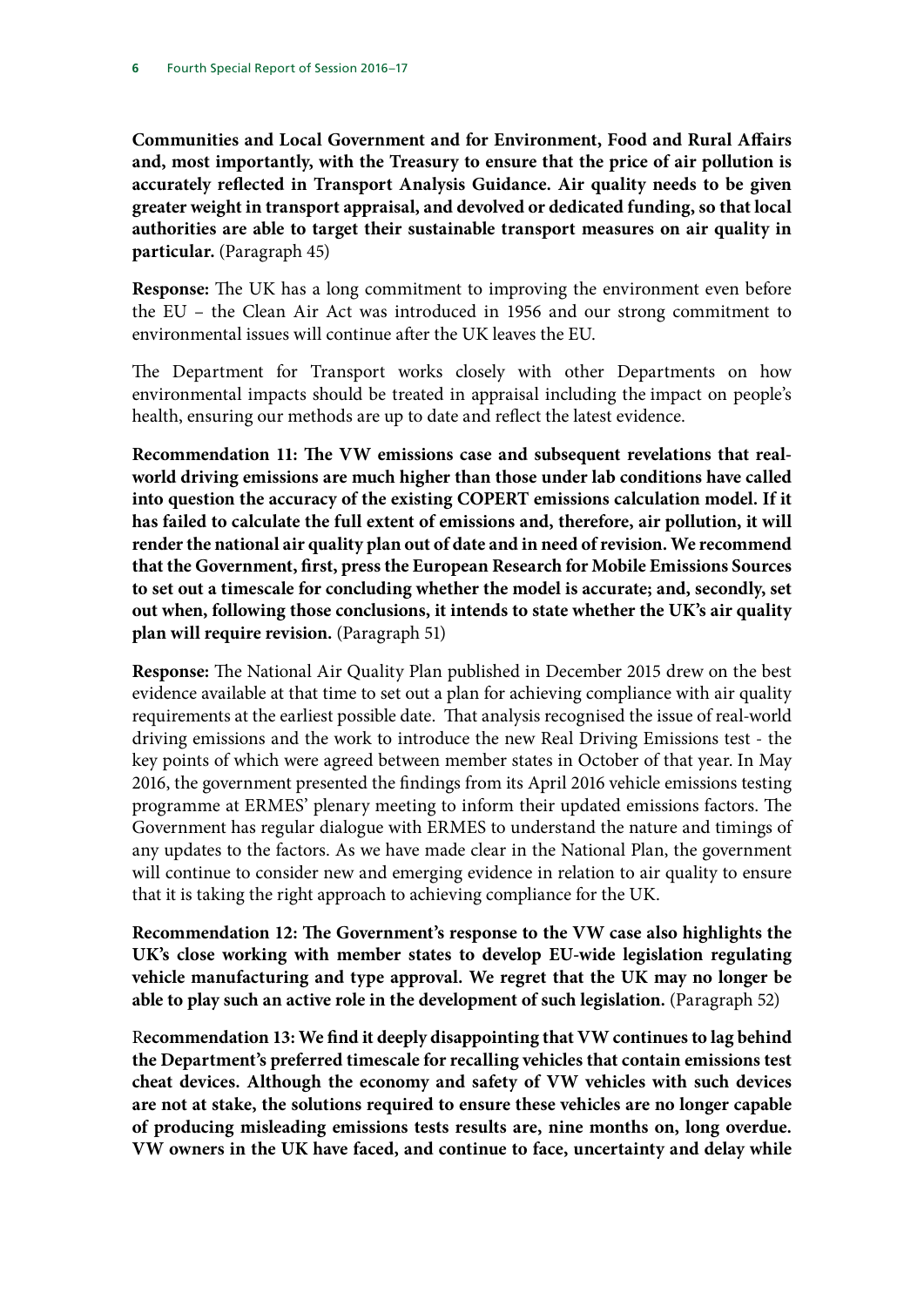**Communities and Local Government and for Environment, Food and Rural Affairs and, most importantly, with the Treasury to ensure that the price of air pollution is accurately reflected in Transport Analysis Guidance. Air quality needs to be given greater weight in transport appraisal, and devolved or dedicated funding, so that local authorities are able to target their sustainable transport measures on air quality in particular.** (Paragraph 45)

**Response:** The UK has a long commitment to improving the environment even before the EU – the Clean Air Act was introduced in 1956 and our strong commitment to environmental issues will continue after the UK leaves the EU.

The Department for Transport works closely with other Departments on how environmental impacts should be treated in appraisal including the impact on people's health, ensuring our methods are up to date and reflect the latest evidence.

**Recommendation 11: The VW emissions case and subsequent revelations that real-world driving emissions are much higher than those under lab conditions have called into question the accuracy of the existing COPERT emissions calculation model. If it has failed to calculate the full extent of emissions and, therefore, air pollution, it will render the national air quality plan out of date and in need of revision. We recommend that the Government, first, press the European Research for Mobile Emissions Sources to set out a timescale for concluding whether the model is accurate; and, secondly, set out when, following those conclusions, it intends to state whether the UK's air quality plan will require revision.** (Paragraph 51)

**Response:** The National Air Quality Plan published in December 2015 drew on the best evidence available at that time to set out a plan for achieving compliance with air quality requirements at the earliest possible date. That analysis recognised the issue of real-world driving emissions and the work to introduce the new Real Driving Emissions test - the key points of which were agreed between member states in October of that year. In May 2016, the government presented the findings from its April 2016 vehicle emissions testing programme at ERMES' plenary meeting to inform their updated emissions factors. The Government has regular dialogue with ERMES to understand the nature and timings of any updates to the factors. As we have made clear in the National Plan, the government will continue to consider new and emerging evidence in relation to air quality to ensure that it is taking the right approach to achieving compliance for the UK.

**Recommendation 12: The Government's response to the VW case also highlights the UK's close working with member states to develop EU-wide legislation regulating vehicle manufacturing and type approval. We regret that the UK may no longer be able to play such an active role in the development of such legislation.** (Paragraph 52)

R**ecommendation 13: We find it deeply disappointing that VW continues to lag behind the Department's preferred timescale for recalling vehicles that contain emissions test cheat devices. Although the economy and safety of VW vehicles with such devices are not at stake, the solutions required to ensure these vehicles are no longer capable of producing misleading emissions tests results are, nine months on, long overdue. VW owners in the UK have faced, and continue to face, uncertainty and delay while**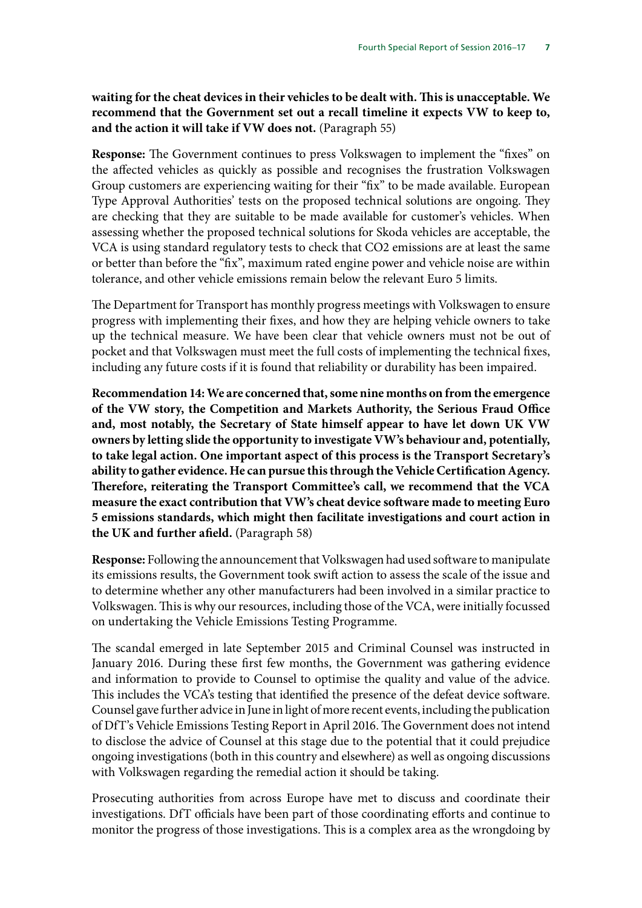**waiting for the cheat devices in their vehicles to be dealt with. This is unacceptable. We recommend that the Government set out a recall timeline it expects VW to keep to, and the action it will take if VW does not.** (Paragraph 55)

**Response:** The Government continues to press Volkswagen to implement the "fixes" on the affected vehicles as quickly as possible and recognises the frustration Volkswagen Group customers are experiencing waiting for their "fix" to be made available. European Type Approval Authorities' tests on the proposed technical solutions are ongoing. They are checking that they are suitable to be made available for customer's vehicles. When assessing whether the proposed technical solutions for Skoda vehicles are acceptable, the VCA is using standard regulatory tests to check that CO2 emissions are at least the same or better than before the "fix", maximum rated engine power and vehicle noise are within tolerance, and other vehicle emissions remain below the relevant Euro 5 limits.

The Department for Transport has monthly progress meetings with Volkswagen to ensure progress with implementing their fixes, and how they are helping vehicle owners to take up the technical measure. We have been clear that vehicle owners must not be out of pocket and that Volkswagen must meet the full costs of implementing the technical fixes, including any future costs if it is found that reliability or durability has been impaired.

**Recommendation 14: We are concerned that, some nine months on from the emergence of the VW story, the Competition and Markets Authority, the Serious Fraud Office and, most notably, the Secretary of State himself appear to have let down UK VW owners by letting slide the opportunity to investigate VW's behaviour and, potentially, to take legal action. One important aspect of this process is the Transport Secretary's ability to gather evidence. He can pursue this through the Vehicle Certification Agency. Therefore, reiterating the Transport Committee's call, we recommend that the VCA measure the exact contribution that VW's cheat device software made to meeting Euro 5 emissions standards, which might then facilitate investigations and court action in the UK and further afield.** (Paragraph 58)

**Response:** Following the announcement that Volkswagen had used software to manipulate its emissions results, the Government took swift action to assess the scale of the issue and to determine whether any other manufacturers had been involved in a similar practice to Volkswagen. This is why our resources, including those of the VCA, were initially focussed on undertaking the Vehicle Emissions Testing Programme.

The scandal emerged in late September 2015 and Criminal Counsel was instructed in January 2016. During these first few months, the Government was gathering evidence and information to provide to Counsel to optimise the quality and value of the advice. This includes the VCA's testing that identified the presence of the defeat device software. Counsel gave further advice in June in light of more recent events, including the publication of DfT's Vehicle Emissions Testing Report in April 2016. The Government does not intend to disclose the advice of Counsel at this stage due to the potential that it could prejudice ongoing investigations (both in this country and elsewhere) as well as ongoing discussions with Volkswagen regarding the remedial action it should be taking.

Prosecuting authorities from across Europe have met to discuss and coordinate their investigations. DfT officials have been part of those coordinating efforts and continue to monitor the progress of those investigations. This is a complex area as the wrongdoing by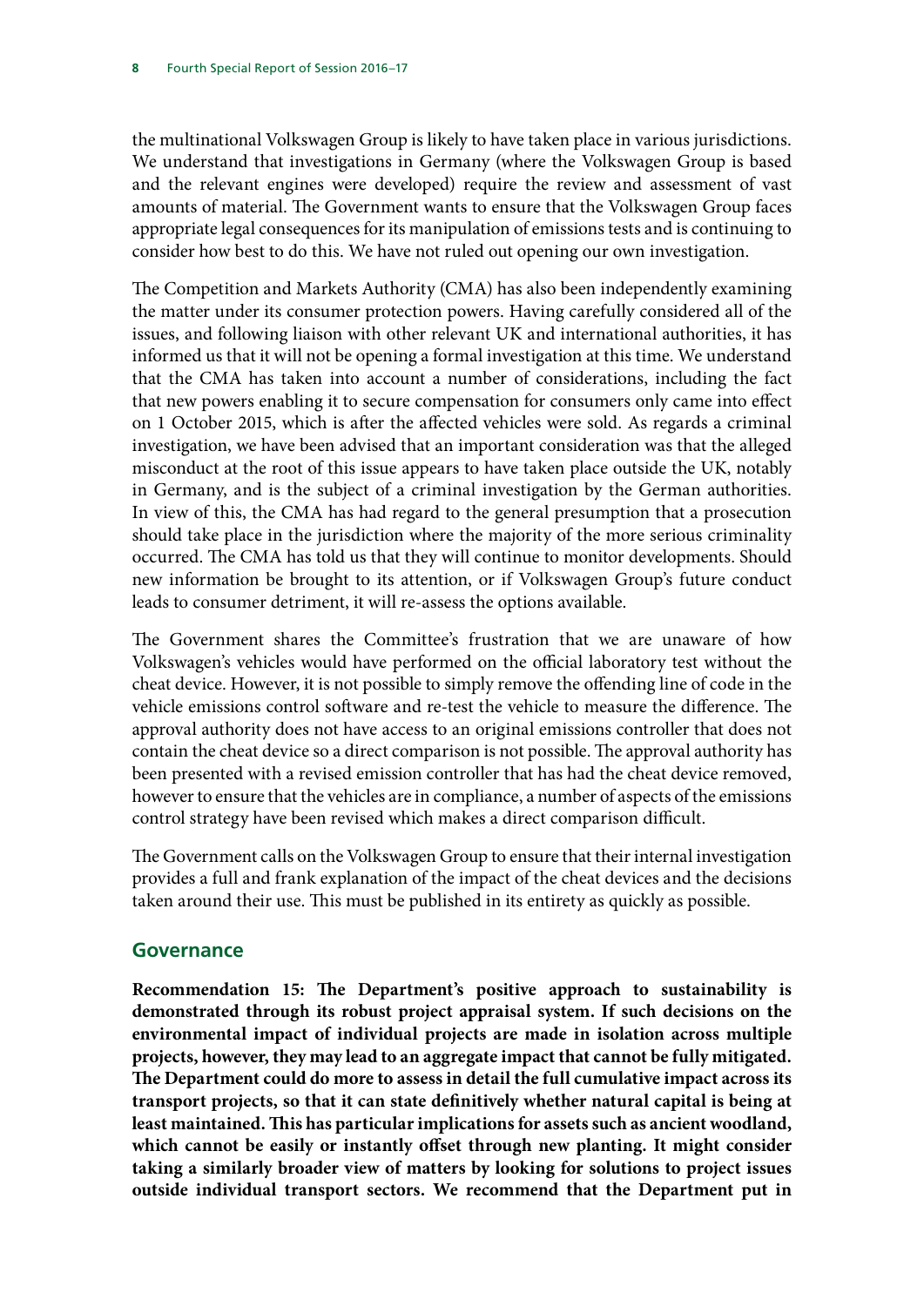the multinational Volkswagen Group is likely to have taken place in various jurisdictions. We understand that investigations in Germany (where the Volkswagen Group is based and the relevant engines were developed) require the review and assessment of vast amounts of material. The Government wants to ensure that the Volkswagen Group faces appropriate legal consequences for its manipulation of emissions tests and is continuing to consider how best to do this. We have not ruled out opening our own investigation.

The Competition and Markets Authority (CMA) has also been independently examining the matter under its consumer protection powers. Having carefully considered all of the issues, and following liaison with other relevant UK and international authorities, it has informed us that it will not be opening a formal investigation at this time. We understand that the CMA has taken into account a number of considerations, including the fact that new powers enabling it to secure compensation for consumers only came into effect on 1 October 2015, which is after the affected vehicles were sold. As regards a criminal investigation, we have been advised that an important consideration was that the alleged misconduct at the root of this issue appears to have taken place outside the UK, notably in Germany, and is the subject of a criminal investigation by the German authorities. In view of this, the CMA has had regard to the general presumption that a prosecution should take place in the jurisdiction where the majority of the more serious criminality occurred. The CMA has told us that they will continue to monitor developments. Should new information be brought to its attention, or if Volkswagen Group's future conduct leads to consumer detriment, it will re-assess the options available.

The Government shares the Committee's frustration that we are unaware of how Volkswagen's vehicles would have performed on the official laboratory test without the cheat device. However, it is not possible to simply remove the offending line of code in the vehicle emissions control software and re-test the vehicle to measure the difference. The approval authority does not have access to an original emissions controller that does not contain the cheat device so a direct comparison is not possible. The approval authority has been presented with a revised emission controller that has had the cheat device removed, however to ensure that the vehicles are in compliance, a number of aspects of the emissions control strategy have been revised which makes a direct comparison difficult.

The Government calls on the Volkswagen Group to ensure that their internal investigation provides a full and frank explanation of the impact of the cheat devices and the decisions taken around their use. This must be published in its entirety as quickly as possible.

## Governance

**Recommendation 15: The Department's positive approach to sustainability is demonstrated through its robust project appraisal system. If such decisions on the environmental impact of individual projects are made in isolation across multiple projects, however, they may lead to an aggregate impact that cannot be fully mitigated. The Department could do more to assess in detail the full cumulative impact across its transport projects, so that it can state definitively whether natural capital is being at least maintained. This has particular implications for assets such as ancient woodland, which cannot be easily or instantly offset through new planting. It might consider taking a similarly broader view of matters by looking for solutions to project issues outside individual transport sectors. We recommend that the Department put in**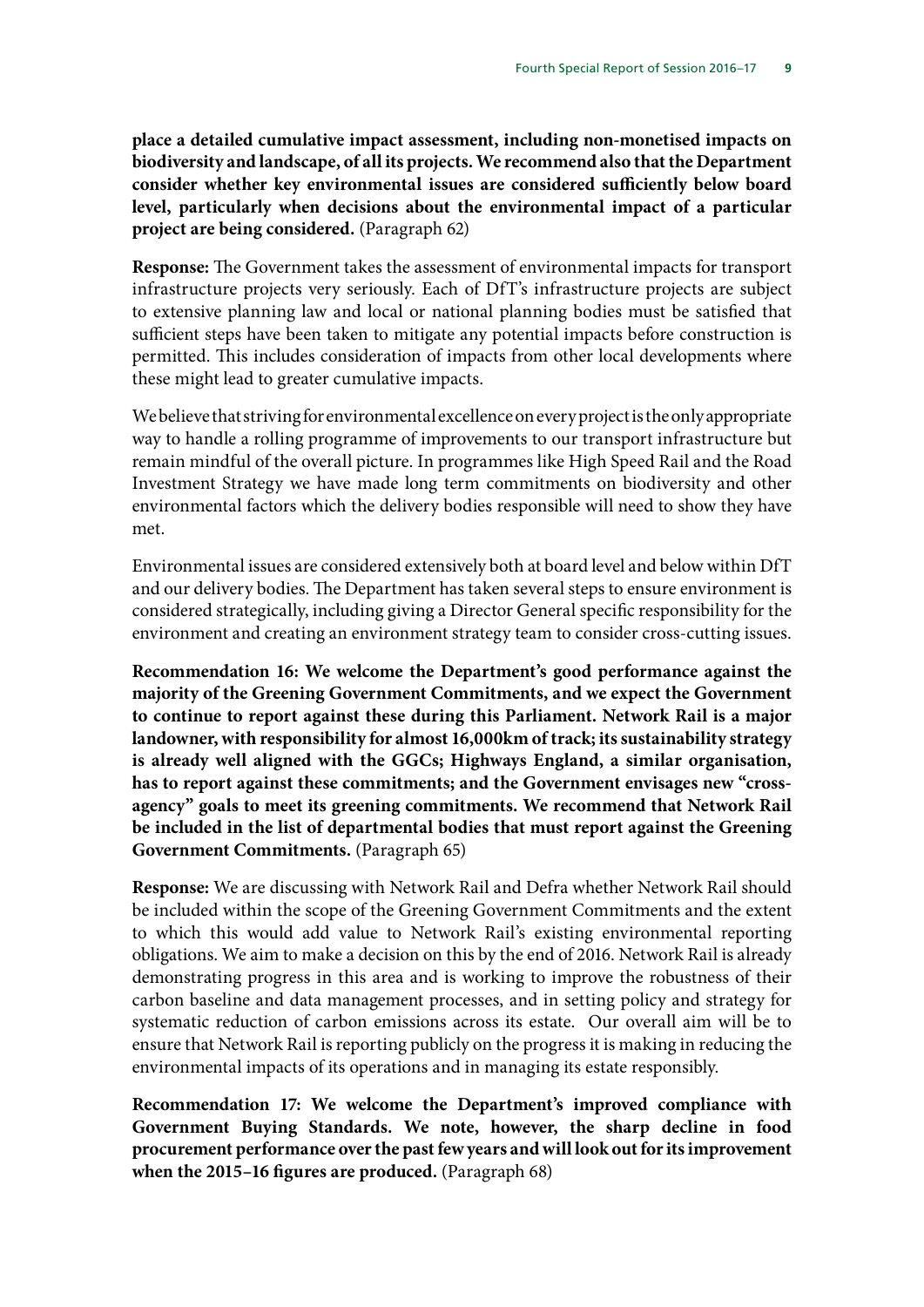**place a detailed cumulative impact assessment, including non-monetised impacts on biodiversity and landscape, of all its projects. We recommend also that the Department consider whether key environmental issues are considered sufficiently below board level, particularly when decisions about the environmental impact of a particular project are being considered.** (Paragraph 62)

**Response:** The Government takes the assessment of environmental impacts for transport infrastructure projects very seriously. Each of DfT's infrastructure projects are subject to extensive planning law and local or national planning bodies must be satisfied that sufficient steps have been taken to mitigate any potential impacts before construction is permitted. This includes consideration of impacts from other local developments where these might lead to greater cumulative impacts.

We believe that striving for environmental excellence on every project is the only appropriate way to handle a rolling programme of improvements to our transport infrastructure but remain mindful of the overall picture. In programmes like High Speed Rail and the Road Investment Strategy we have made long term commitments on biodiversity and other environmental factors which the delivery bodies responsible will need to show they have met.

Environmental issues are considered extensively both at board level and below within DfT and our delivery bodies. The Department has taken several steps to ensure environment is considered strategically, including giving a Director General specific responsibility for the environment and creating an environment strategy team to consider cross-cutting issues.

**Recommendation 16: We welcome the Department's good performance against the majority of the Greening Government Commitments, and we expect the Government to continue to report against these during this Parliament. Network Rail is a major landowner, with responsibility for almost 16,000km of track; its sustainability strategy is already well aligned with the GGCs; Highways England, a similar organisation, has to report against these commitments; and the Government envisages new "cross-agency" goals to meet its greening commitments. We recommend that Network Rail be included in the list of departmental bodies that must report against the Greening Government Commitments.** (Paragraph 65)

**Response:** We are discussing with Network Rail and Defra whether Network Rail should be included within the scope of the Greening Government Commitments and the extent to which this would add value to Network Rail's existing environmental reporting obligations. We aim to make a decision on this by the end of 2016. Network Rail is already demonstrating progress in this area and is working to improve the robustness of their carbon baseline and data management processes, and in setting policy and strategy for systematic reduction of carbon emissions across its estate. Our overall aim will be to ensure that Network Rail is reporting publicly on the progress it is making in reducing the environmental impacts of its operations and in managing its estate responsibly.

**Recommendation 17: We welcome the Department's improved compliance with Government Buying Standards. We note, however, the sharp decline in food procurement performance over the past few years and will look out for its improvement when the 2015–16 figures are produced.** (Paragraph 68)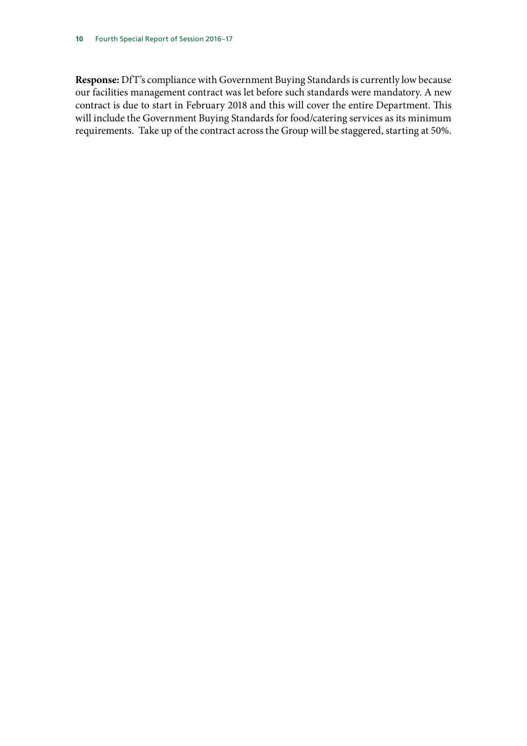**Response:** DfT's compliance with Government Buying Standards is currently low because our facilities management contract was let before such standards were mandatory. A new contract is due to start in February 2018 and this will cover the entire Department. This will include the Government Buying Standards for food/catering services as its minimum requirements. Take up of the contract across the Group will be staggered, starting at 50%.